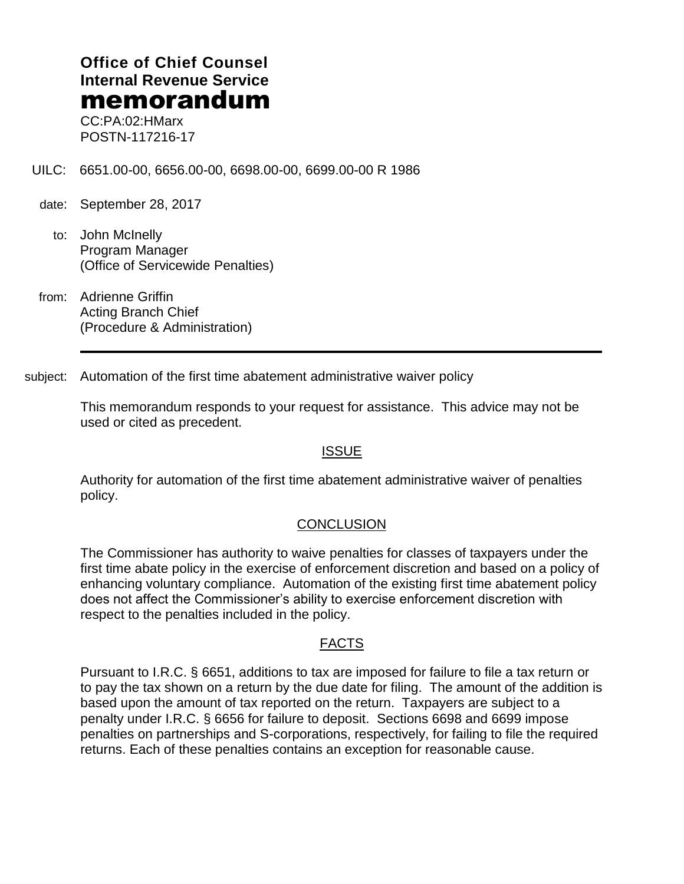**Office of Chief Counsel**
**Internal Revenue Service**
# memorandum

CC:PA:02:HMarx
POSTN-117216-17

UILC: 6651.00-00, 6656.00-00, 6698.00-00, 6699.00-00 R 1986

date: September 28, 2017

to: John McInelly
Program Manager
(Office of Servicewide Penalties)

from: Adrienne Griffin
Acting Branch Chief
(Procedure & Administration)

---

subject: Automation of the first time abatement administrative waiver policy

This memorandum responds to your request for assistance. This advice may not be used or cited as precedent.

## ISSUE

Authority for automation of the first time abatement administrative waiver of penalties policy.

## CONCLUSION

The Commissioner has authority to waive penalties for classes of taxpayers under the first time abate policy in the exercise of enforcement discretion and based on a policy of enhancing voluntary compliance. Automation of the existing first time abatement policy does not affect the Commissioner's ability to exercise enforcement discretion with respect to the penalties included in the policy.

## FACTS

Pursuant to I.R.C. § 6651, additions to tax are imposed for failure to file a tax return or to pay the tax shown on a return by the due date for filing. The amount of the addition is based upon the amount of tax reported on the return. Taxpayers are subject to a penalty under I.R.C. § 6656 for failure to deposit. Sections 6698 and 6699 impose penalties on partnerships and S-corporations, respectively, for failing to file the required returns. Each of these penalties contains an exception for reasonable cause.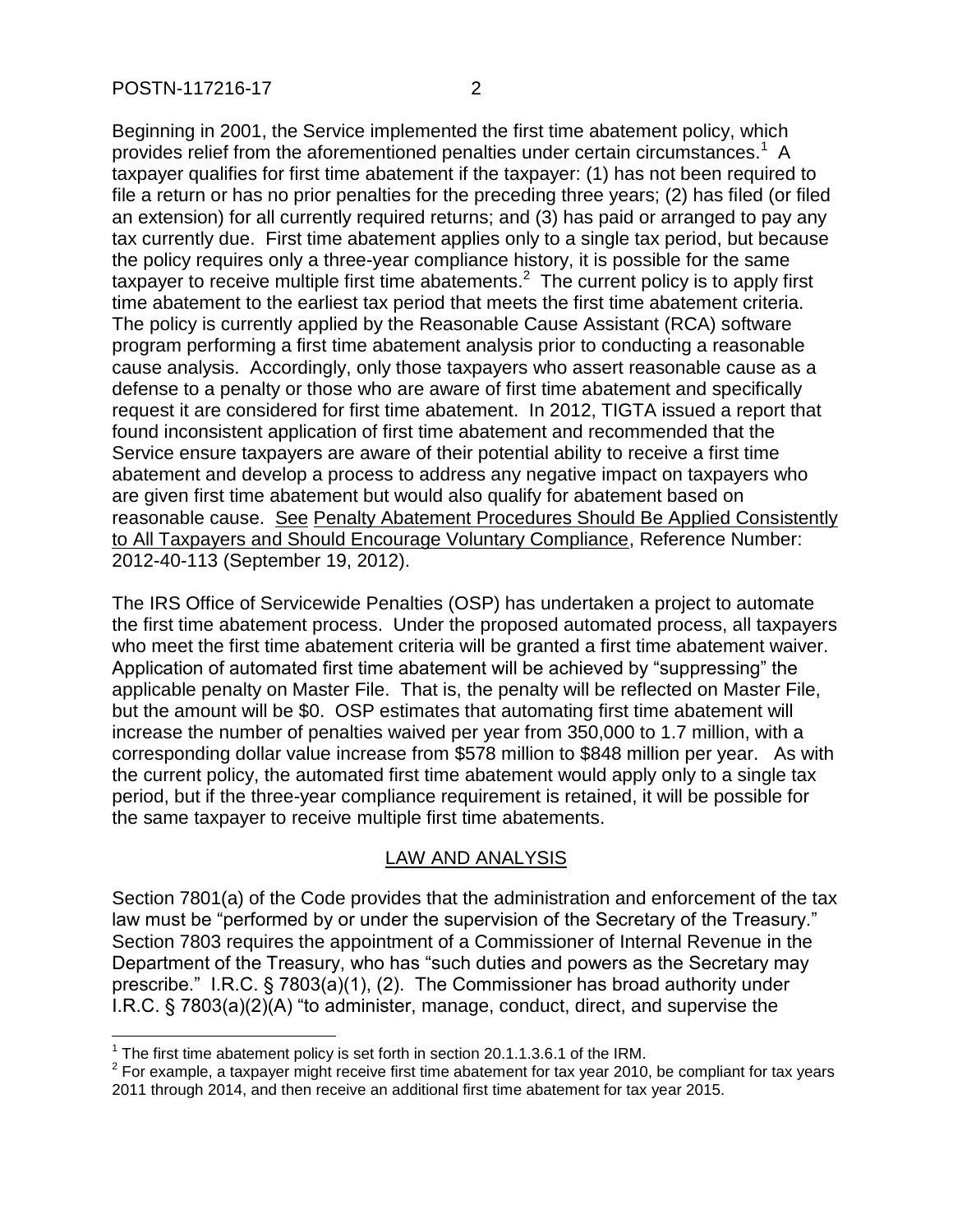Beginning in 2001, the Service implemented the first time abatement policy, which provides relief from the aforementioned penalties under certain circumstances.[1] A taxpayer qualifies for first time abatement if the taxpayer: (1) has not been required to file a return or has no prior penalties for the preceding three years; (2) has filed (or filed an extension) for all currently required returns; and (3) has paid or arranged to pay any tax currently due. First time abatement applies only to a single tax period, but because the policy requires only a three-year compliance history, it is possible for the same taxpayer to receive multiple first time abatements.[2] The current policy is to apply first time abatement to the earliest tax period that meets the first time abatement criteria. The policy is currently applied by the Reasonable Cause Assistant (RCA) software program performing a first time abatement analysis prior to conducting a reasonable cause analysis. Accordingly, only those taxpayers who assert reasonable cause as a defense to a penalty or those who are aware of first time abatement and specifically request it are considered for first time abatement. In 2012, TIGTA issued a report that found inconsistent application of first time abatement and recommended that the Service ensure taxpayers are aware of their potential ability to receive a first time abatement and develop a process to address any negative impact on taxpayers who are given first time abatement but would also qualify for abatement based on reasonable cause. See Penalty Abatement Procedures Should Be Applied Consistently to All Taxpayers and Should Encourage Voluntary Compliance, Reference Number: 2012-40-113 (September 19, 2012).

The IRS Office of Servicewide Penalties (OSP) has undertaken a project to automate the first time abatement process. Under the proposed automated process, all taxpayers who meet the first time abatement criteria will be granted a first time abatement waiver. Application of automated first time abatement will be achieved by "suppressing" the applicable penalty on Master File. That is, the penalty will be reflected on Master File, but the amount will be $0. OSP estimates that automating first time abatement will increase the number of penalties waived per year from 350,000 to 1.7 million, with a corresponding dollar value increase from $578 million to $848 million per year. As with the current policy, the automated first time abatement would apply only to a single tax period, but if the three-year compliance requirement is retained, it will be possible for the same taxpayer to receive multiple first time abatements.

## LAW AND ANALYSIS

Section 7801(a) of the Code provides that the administration and enforcement of the tax law must be "performed by or under the supervision of the Secretary of the Treasury." Section 7803 requires the appointment of a Commissioner of Internal Revenue in the Department of the Treasury, who has "such duties and powers as the Secretary may prescribe." I.R.C. § 7803(a)(1), (2). The Commissioner has broad authority under I.R.C. § 7803(a)(2)(A) "to administer, manage, conduct, direct, and supervise the

[1] The first time abatement policy is set forth in section 20.1.1.3.6.1 of the IRM.

[2] For example, a taxpayer might receive first time abatement for tax year 2010, be compliant for tax years 2011 through 2014, and then receive an additional first time abatement for tax year 2015.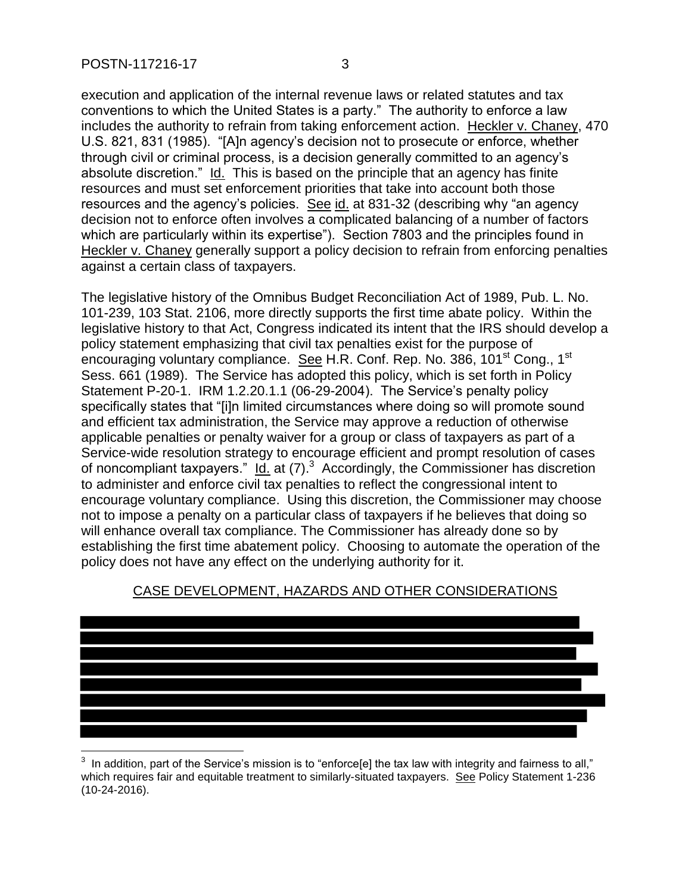execution and application of the internal revenue laws or related statutes and tax conventions to which the United States is a party." The authority to enforce a law includes the authority to refrain from taking enforcement action. Heckler v. Chaney, 470 U.S. 821, 831 (1985). "[A]n agency's decision not to prosecute or enforce, whether through civil or criminal process, is a decision generally committed to an agency's absolute discretion." Id. This is based on the principle that an agency has finite resources and must set enforcement priorities that take into account both those resources and the agency's policies. See id. at 831-32 (describing why "an agency decision not to enforce often involves a complicated balancing of a number of factors which are particularly within its expertise"). Section 7803 and the principles found in Heckler v. Chaney generally support a policy decision to refrain from enforcing penalties against a certain class of taxpayers.

The legislative history of the Omnibus Budget Reconciliation Act of 1989, Pub. L. No. 101-239, 103 Stat. 2106, more directly supports the first time abate policy. Within the legislative history to that Act, Congress indicated its intent that the IRS should develop a policy statement emphasizing that civil tax penalties exist for the purpose of encouraging voluntary compliance. See H.R. Conf. Rep. No. 386, 101st Cong., 1st Sess. 661 (1989). The Service has adopted this policy, which is set forth in Policy Statement P-20-1. IRM 1.2.20.1.1 (06-29-2004). The Service's penalty policy specifically states that "[i]n limited circumstances where doing so will promote sound and efficient tax administration, the Service may approve a reduction of otherwise applicable penalties or penalty waiver for a group or class of taxpayers as part of a Service-wide resolution strategy to encourage efficient and prompt resolution of cases of noncompliant taxpayers." Id. at (7).[3] Accordingly, the Commissioner has discretion to administer and enforce civil tax penalties to reflect the congressional intent to encourage voluntary compliance. Using this discretion, the Commissioner may choose not to impose a penalty on a particular class of taxpayers if he believes that doing so will enhance overall tax compliance. The Commissioner has already done so by establishing the first time abatement policy. Choosing to automate the operation of the policy does not have any effect on the underlying authority for it.

## CASE DEVELOPMENT, HAZARDS AND OTHER CONSIDERATIONS

[3] In addition, part of the Service's mission is to "enforce[e] the tax law with integrity and fairness to all," which requires fair and equitable treatment to similarly-situated taxpayers. See Policy Statement 1-236 (10-24-2016).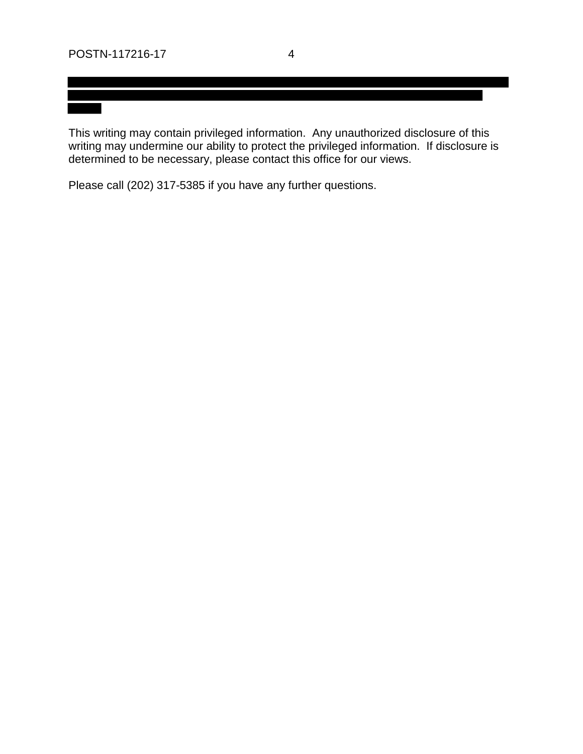This writing may contain privileged information. Any unauthorized disclosure of this writing may undermine our ability to protect the privileged information. If disclosure is determined to be necessary, please contact this office for our views.

Please call (202) 317-5385 if you have any further questions.